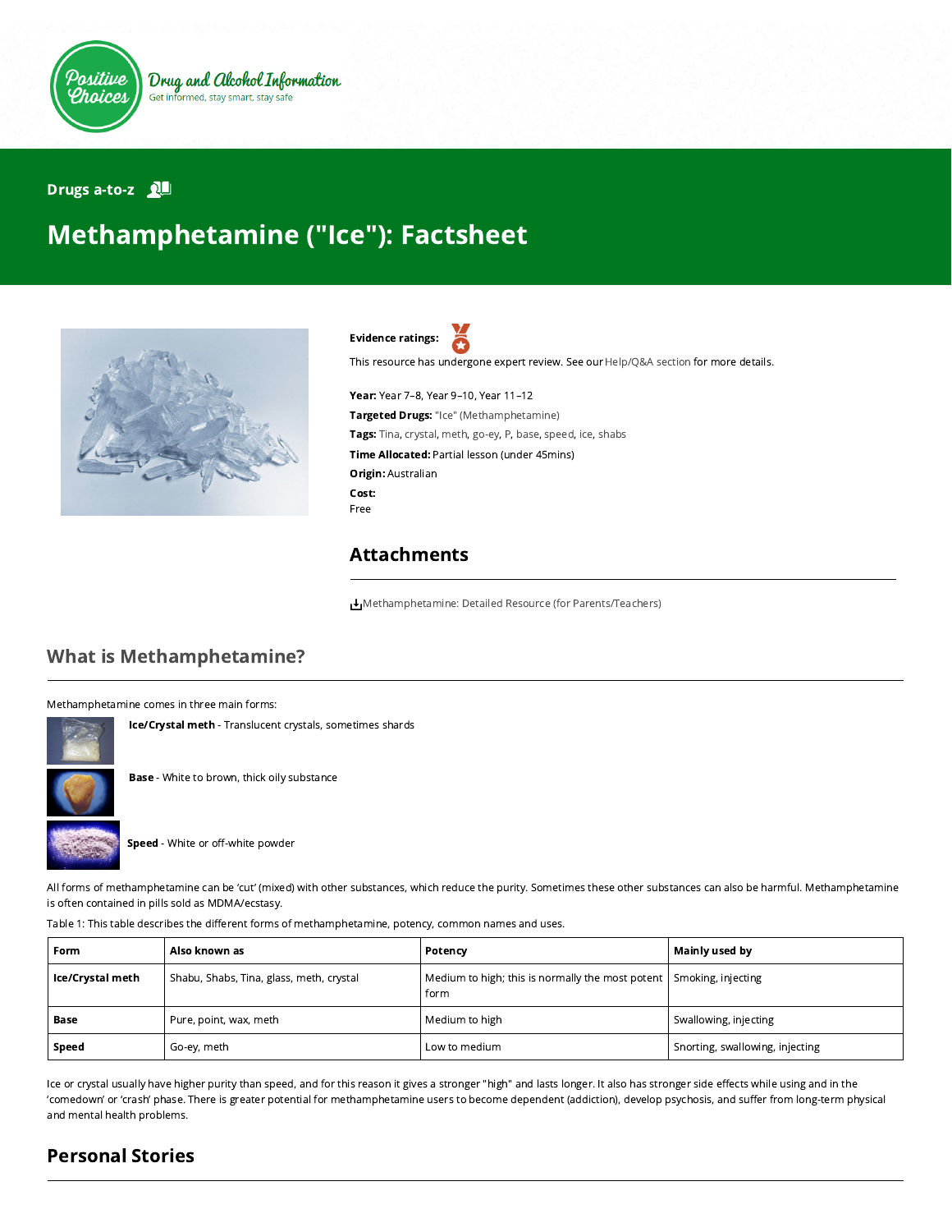Positive Choices — Drug and Alcohol Information — Get informed, stay smart, stay safe

Drugs a-to-z

# Methamphetamine ("Ice"): Factsheet

**Evidence ratings:**

This resource has undergone expert review. See our Help/Q&A section for more details.

**Year:** Year 7–8, Year 9–10, Year 11–12

**Targeted Drugs:** "Ice" (Methamphetamine)

**Tags:** Tina, crystal, meth, go-ey, P, base, speed, ice, shabs

**Time Allocated:** Partial lesson (under 45mins)

**Origin:** Australian

**Cost:**
Free

## Attachments

Methamphetamine: Detailed Resource (for Parents/Teachers)

## What is Methamphetamine?

Methamphetamine comes in three main forms:

**Ice/Crystal meth** - Translucent crystals, sometimes shards

**Base** - White to brown, thick oily substance

**Speed** - White or off-white powder

All forms of methamphetamine can be 'cut' (mixed) with other substances, which reduce the purity. Sometimes these other substances can also be harmful. Methamphetamine is often contained in pills sold as MDMA/ecstasy.

Table 1: This table describes the different forms of methamphetamine, potency, common names and uses.

| Form | Also known as | Potency | Mainly used by |
|---|---|---|---|
| **Ice/Crystal meth** | Shabu, Shabs, Tina, glass, meth, crystal | Medium to high; this is normally the most potent form | Smoking, injecting |
| **Base** | Pure, point, wax, meth | Medium to high | Swallowing, injecting |
| **Speed** | Go-ey, meth | Low to medium | Snorting, swallowing, injecting |

Ice or crystal usually have higher purity than speed, and for this reason it gives a stronger "high" and lasts longer. It also has stronger side effects while using and in the 'comedown' or 'crash' phase. There is greater potential for methamphetamine users to become dependent (addiction), develop psychosis, and suffer from long-term physical and mental health problems.

## Personal Stories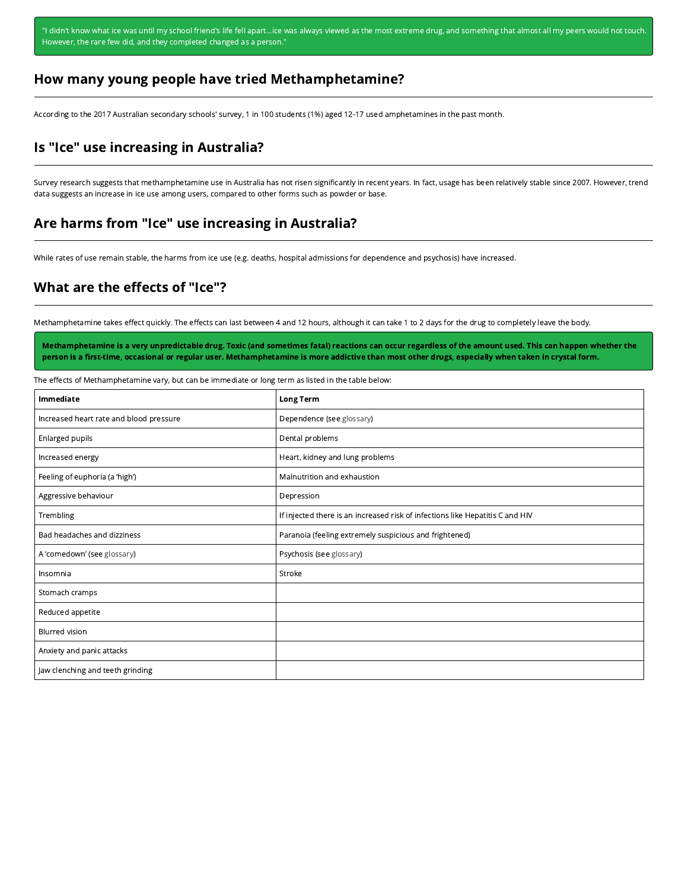"I didn't know what ice was until my school friend's life fell apart...ice was always viewed as the most extreme drug, and something that almost all my peers would not touch. However, the rare few did, and they completed changed as a person."

## How many young people have tried Methamphetamine?

According to the 2017 Australian secondary schools' survey, 1 in 100 students (1%) aged 12-17 used amphetamines in the past month.

## Is "Ice" use increasing in Australia?

Survey research suggests that methamphetamine use in Australia has not risen significantly in recent years. In fact, usage has been relatively stable since 2007. However, trend data suggests an increase in ice use among users, compared to other forms such as powder or base.

## Are harms from "Ice" use increasing in Australia?

While rates of use remain stable, the harms from ice use (e.g. deaths, hospital admissions for dependence and psychosis) have increased.

## What are the effects of "Ice"?

Methamphetamine takes effect quickly. The effects can last between 4 and 12 hours, although it can take 1 to 2 days for the drug to completely leave the body.

**Methamphetamine is a very unpredictable drug. Toxic (and sometimes fatal) reactions can occur regardless of the amount used. This can happen whether the person is a first-time, occasional or regular user. Methamphetamine is more addictive than most other drugs, especially when taken in crystal form.**

The effects of Methamphetamine vary, but can be immediate or long term as listed in the table below:

| **Immediate** | **Long Term** |
|---|---|
| Increased heart rate and blood pressure | Dependence (see glossary) |
| Enlarged pupils | Dental problems |
| Increased energy | Heart, kidney and lung problems |
| Feeling of euphoria (a 'high') | Malnutrition and exhaustion |
| Aggressive behaviour | Depression |
| Trembling | If injected there is an increased risk of infections like Hepatitis C and HIV |
| Bad headaches and dizziness | Paranoia (feeling extremely suspicious and frightened) |
| A 'comedown' (see glossary) | Psychosis (see glossary) |
| Insomnia | Stroke |
| Stomach cramps | |
| Reduced appetite | |
| Blurred vision | |
| Anxiety and panic attacks | |
| Jaw clenching and teeth grinding | |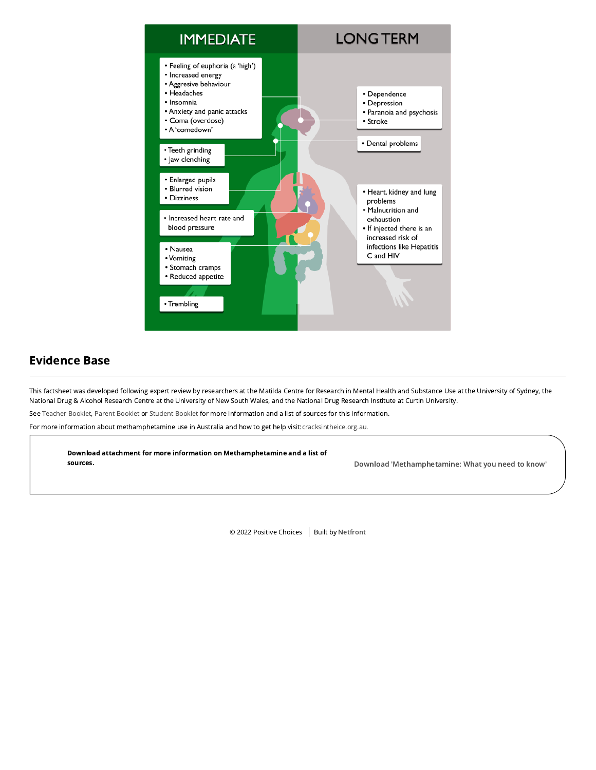IMMEDIATE

- Feeling of euphoria (a 'high')
- Increased energy
- Aggresive behaviour
- Headaches
- Insomnia
- Anxiety and panic attacks
- Coma (overdose)
- A 'comedown'

- Teeth grinding
- Jaw clenching

- Enlarged pupils
- Blurred vision
- Dizziness

- Increased heart rate and blood pressure

- Nausea
- Vomiting
- Stomach cramps
- Reduced appetite

- Trembling

LONG TERM

- Dependence
- Depression
- Paranoia and psychosis
- Stroke

- Dental problems

- Heart, kidney and lung problems
- Malnutrition and exhaustion
- If injected there is an increased risk of infections like Hepatitis C and HIV

## Evidence Base

This factsheet was developed following expert review by researchers at the Matilda Centre for Research in Mental Health and Substance Use at the University of Sydney, the National Drug & Alcohol Research Centre at the University of New South Wales, and the National Drug Research Institute at Curtin University.

See Teacher Booklet, Parent Booklet or Student Booklet for more information and a list of sources for this information.

For more information about methamphetamine use in Australia and how to get help visit: cracksintheice.org.au.

**Download attachment for more information on Methamphetamine and a list of sources.**

Download 'Methamphetamine: What you need to know'

© 2022 Positive Choices | Built by Netfront